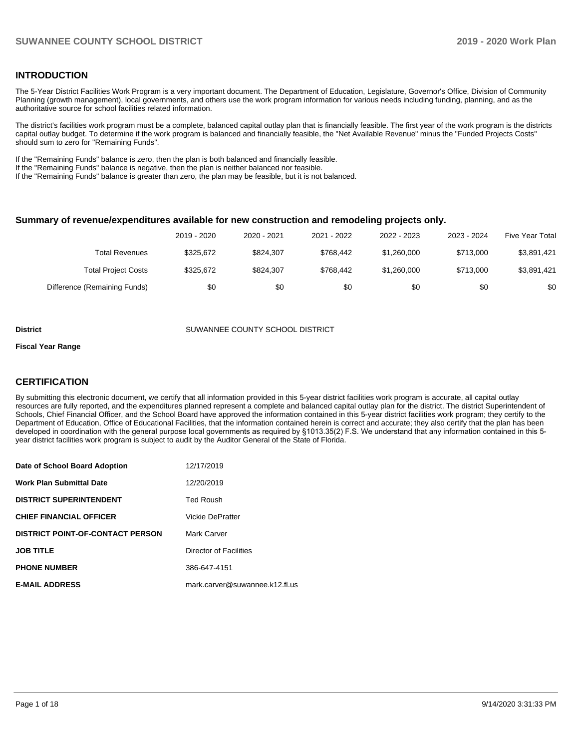## INTRODUCTION

The 5-Year District Facilities Work Program is a very important document. The Department of Education, Legislature, Governor's Office, Division of Community Planning (growth management), local governments, and others use the work program information for various needs including funding, planning, and as the authoritative source for school facilities related information.

The district's facilities work program must be a complete, balanced capital outlay plan that is financially feasible. The first year of the work program is the districts capital outlay budget. To determine if the work program is balanced and financially feasible, the "Net Available Revenue" minus the "Funded Projects Costs" should sum to zero for "Remaining Funds".

If the "Remaining Funds" balance is zero, then the plan is both balanced and financially feasible.
If the "Remaining Funds" balance is negative, then the plan is neither balanced nor feasible.
If the "Remaining Funds" balance is greater than zero, the plan may be feasible, but it is not balanced.

### Summary of revenue/expenditures available for new construction and remodeling projects only.

| | 2019 - 2020 | 2020 - 2021 | 2021 - 2022 | 2022 - 2023 | 2023 - 2024 | Five Year Total |
|---|---|---|---|---|---|---|
| Total Revenues | $325,672 | $824,307 | $768,442 | $1,260,000 | $713,000 | $3,891,421 |
| Total Project Costs | $325,672 | $824,307 | $768,442 | $1,260,000 | $713,000 | $3,891,421 |
| Difference (Remaining Funds) | $0 | $0 | $0 | $0 | $0 | $0 |

**District** SUWANNEE COUNTY SCHOOL DISTRICT

**Fiscal Year Range**

## CERTIFICATION

By submitting this electronic document, we certify that all information provided in this 5-year district facilities work program is accurate, all capital outlay resources are fully reported, and the expenditures planned represent a complete and balanced capital outlay plan for the district. The district Superintendent of Schools, Chief Financial Officer, and the School Board have approved the information contained in this 5-year district facilities work program; they certify to the Department of Education, Office of Educational Facilities, that the information contained herein is correct and accurate; they also certify that the plan has been developed in coordination with the general purpose local governments as required by §1013.35(2) F.S. We understand that any information contained in this 5-year district facilities work program is subject to audit by the Auditor General of the State of Florida.

| | |
|---|---|
| **Date of School Board Adoption** | 12/17/2019 |
| **Work Plan Submittal Date** | 12/20/2019 |
| **DISTRICT SUPERINTENDENT** | Ted Roush |
| **CHIEF FINANCIAL OFFICER** | Vickie DePratter |
| **DISTRICT POINT-OF-CONTACT PERSON** | Mark Carver |
| **JOB TITLE** | Director of Facilities |
| **PHONE NUMBER** | 386-647-4151 |
| **E-MAIL ADDRESS** | mark.carver@suwannee.k12.fl.us |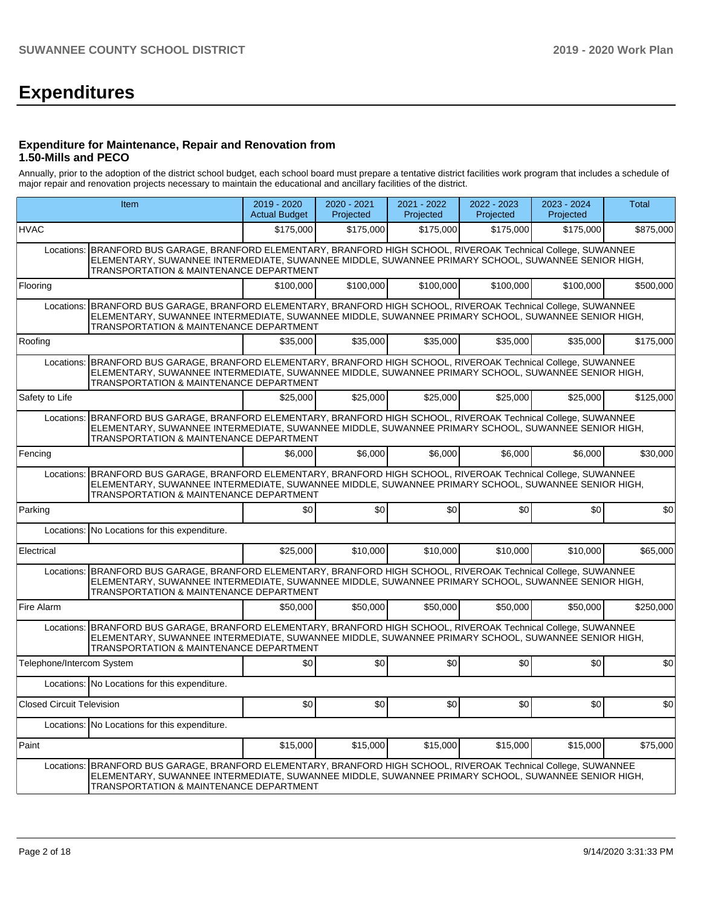# Expenditures

### Expenditure for Maintenance, Repair and Renovation from 1.50-Mills and PECO

Annually, prior to the adoption of the district school budget, each school board must prepare a tentative district facilities work program that includes a schedule of major repair and renovation projects necessary to maintain the educational and ancillary facilities of the district.

| Item | | 2019 - 2020 Actual Budget | 2020 - 2021 Projected | 2021 - 2022 Projected | 2022 - 2023 Projected | 2023 - 2024 Projected | Total |
|---|---|---|---|---|---|---|---|
| HVAC | | $175,000 | $175,000 | $175,000 | $175,000 | $175,000 | $875,000 |
| Locations: | BRANFORD BUS GARAGE, BRANFORD ELEMENTARY, BRANFORD HIGH SCHOOL, RIVEROAK Technical College, SUWANNEE ELEMENTARY, SUWANNEE INTERMEDIATE, SUWANNEE MIDDLE, SUWANNEE PRIMARY SCHOOL, SUWANNEE SENIOR HIGH, TRANSPORTATION & MAINTENANCE DEPARTMENT | | | | | | |
| Flooring | | $100,000 | $100,000 | $100,000 | $100,000 | $100,000 | $500,000 |
| Locations: | BRANFORD BUS GARAGE, BRANFORD ELEMENTARY, BRANFORD HIGH SCHOOL, RIVEROAK Technical College, SUWANNEE ELEMENTARY, SUWANNEE INTERMEDIATE, SUWANNEE MIDDLE, SUWANNEE PRIMARY SCHOOL, SUWANNEE SENIOR HIGH, TRANSPORTATION & MAINTENANCE DEPARTMENT | | | | | | |
| Roofing | | $35,000 | $35,000 | $35,000 | $35,000 | $35,000 | $175,000 |
| Locations: | BRANFORD BUS GARAGE, BRANFORD ELEMENTARY, BRANFORD HIGH SCHOOL, RIVEROAK Technical College, SUWANNEE ELEMENTARY, SUWANNEE INTERMEDIATE, SUWANNEE MIDDLE, SUWANNEE PRIMARY SCHOOL, SUWANNEE SENIOR HIGH, TRANSPORTATION & MAINTENANCE DEPARTMENT | | | | | | |
| Safety to Life | | $25,000 | $25,000 | $25,000 | $25,000 | $25,000 | $125,000 |
| Locations: | BRANFORD BUS GARAGE, BRANFORD ELEMENTARY, BRANFORD HIGH SCHOOL, RIVEROAK Technical College, SUWANNEE ELEMENTARY, SUWANNEE INTERMEDIATE, SUWANNEE MIDDLE, SUWANNEE PRIMARY SCHOOL, SUWANNEE SENIOR HIGH, TRANSPORTATION & MAINTENANCE DEPARTMENT | | | | | | |
| Fencing | | $6,000 | $6,000 | $6,000 | $6,000 | $6,000 | $30,000 |
| Locations: | BRANFORD BUS GARAGE, BRANFORD ELEMENTARY, BRANFORD HIGH SCHOOL, RIVEROAK Technical College, SUWANNEE ELEMENTARY, SUWANNEE INTERMEDIATE, SUWANNEE MIDDLE, SUWANNEE PRIMARY SCHOOL, SUWANNEE SENIOR HIGH, TRANSPORTATION & MAINTENANCE DEPARTMENT | | | | | | |
| Parking | | $0 | $0 | $0 | $0 | $0 | $0 |
| Locations: | No Locations for this expenditure. | | | | | | |
| Electrical | | $25,000 | $10,000 | $10,000 | $10,000 | $10,000 | $65,000 |
| Locations: | BRANFORD BUS GARAGE, BRANFORD ELEMENTARY, BRANFORD HIGH SCHOOL, RIVEROAK Technical College, SUWANNEE ELEMENTARY, SUWANNEE INTERMEDIATE, SUWANNEE MIDDLE, SUWANNEE PRIMARY SCHOOL, SUWANNEE SENIOR HIGH, TRANSPORTATION & MAINTENANCE DEPARTMENT | | | | | | |
| Fire Alarm | | $50,000 | $50,000 | $50,000 | $50,000 | $50,000 | $250,000 |
| Locations: | BRANFORD BUS GARAGE, BRANFORD ELEMENTARY, BRANFORD HIGH SCHOOL, RIVEROAK Technical College, SUWANNEE ELEMENTARY, SUWANNEE INTERMEDIATE, SUWANNEE MIDDLE, SUWANNEE PRIMARY SCHOOL, SUWANNEE SENIOR HIGH, TRANSPORTATION & MAINTENANCE DEPARTMENT | | | | | | |
| Telephone/Intercom System | | $0 | $0 | $0 | $0 | $0 | $0 |
| Locations: | No Locations for this expenditure. | | | | | | |
| Closed Circuit Television | | $0 | $0 | $0 | $0 | $0 | $0 |
| Locations: | No Locations for this expenditure. | | | | | | |
| Paint | | $15,000 | $15,000 | $15,000 | $15,000 | $15,000 | $75,000 |
| Locations: | BRANFORD BUS GARAGE, BRANFORD ELEMENTARY, BRANFORD HIGH SCHOOL, RIVEROAK Technical College, SUWANNEE ELEMENTARY, SUWANNEE INTERMEDIATE, SUWANNEE MIDDLE, SUWANNEE PRIMARY SCHOOL, SUWANNEE SENIOR HIGH, TRANSPORTATION & MAINTENANCE DEPARTMENT | | | | | | |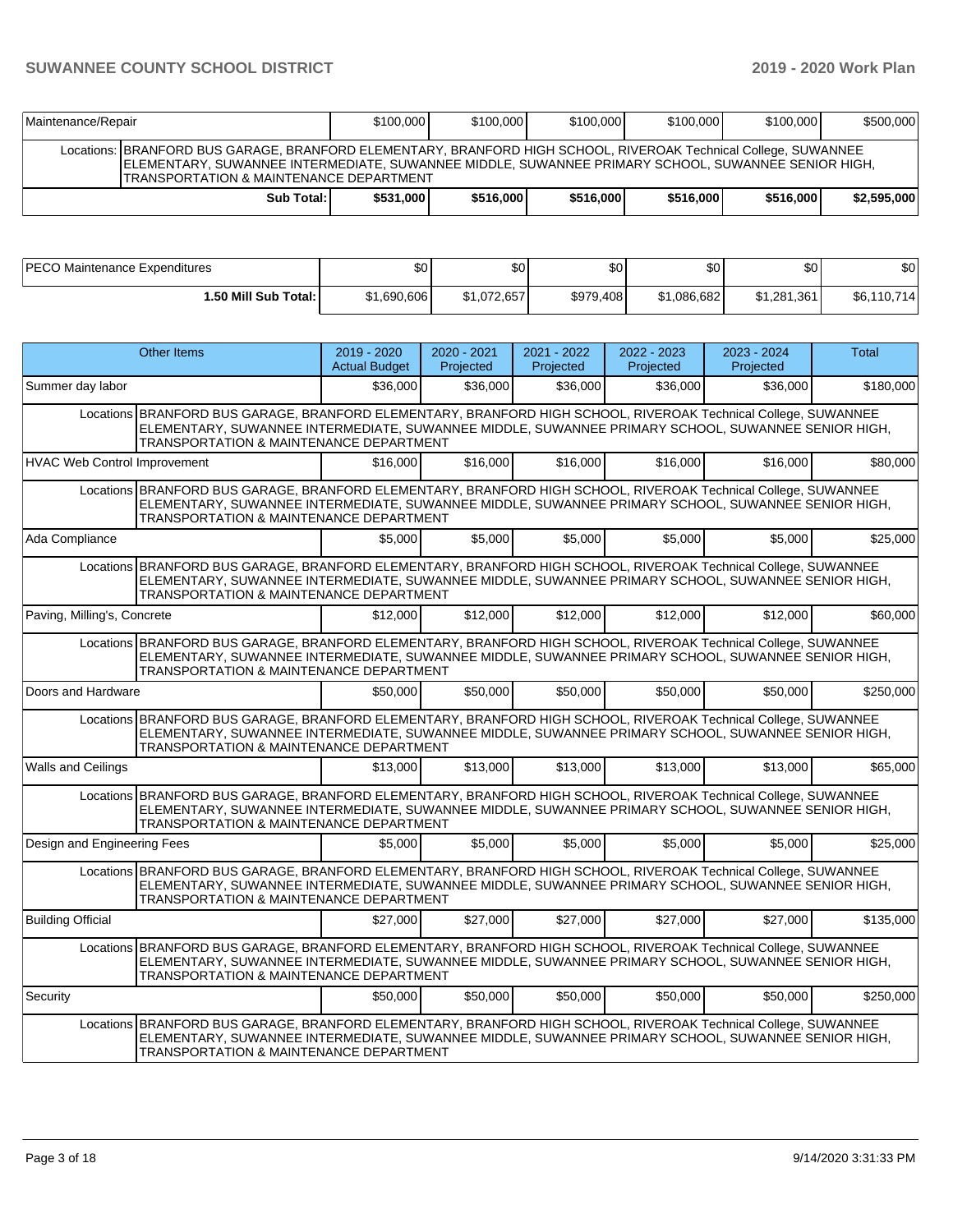| Maintenance/Repair | $100,000 | $100,000 | $100,000 | $100,000 | $100,000 | $500,000 |
|---|---|---|---|---|---|---|
| Locations: BRANFORD BUS GARAGE, BRANFORD ELEMENTARY, BRANFORD HIGH SCHOOL, RIVEROAK Technical College, SUWANNEE ELEMENTARY, SUWANNEE INTERMEDIATE, SUWANNEE MIDDLE, SUWANNEE PRIMARY SCHOOL, SUWANNEE SENIOR HIGH, TRANSPORTATION & MAINTENANCE DEPARTMENT | | | | | | |
| **Sub Total:** | **$531,000** | **$516,000** | **$516,000** | **$516,000** | **$516,000** | **$2,595,000** |

| PECO Maintenance Expenditures | $0 | $0 | $0 | $0 | $0 | $0 |
|---|---|---|---|---|---|---|
| **1.50 Mill Sub Total:** | $1,690,606 | $1,072,657 | $979,408 | $1,086,682 | $1,281,361 | $6,110,714 |

| Other Items | 2019 - 2020 Actual Budget | 2020 - 2021 Projected | 2021 - 2022 Projected | 2022 - 2023 Projected | 2023 - 2024 Projected | Total |
|---|---|---|---|---|---|---|
| Summer day labor | $36,000 | $36,000 | $36,000 | $36,000 | $36,000 | $180,000 |
| Locations BRANFORD BUS GARAGE, BRANFORD ELEMENTARY, BRANFORD HIGH SCHOOL, RIVEROAK Technical College, SUWANNEE ELEMENTARY, SUWANNEE INTERMEDIATE, SUWANNEE MIDDLE, SUWANNEE PRIMARY SCHOOL, SUWANNEE SENIOR HIGH, TRANSPORTATION & MAINTENANCE DEPARTMENT | | | | | | |
| HVAC Web Control Improvement | $16,000 | $16,000 | $16,000 | $16,000 | $16,000 | $80,000 |
| Locations BRANFORD BUS GARAGE, BRANFORD ELEMENTARY, BRANFORD HIGH SCHOOL, RIVEROAK Technical College, SUWANNEE ELEMENTARY, SUWANNEE INTERMEDIATE, SUWANNEE MIDDLE, SUWANNEE PRIMARY SCHOOL, SUWANNEE SENIOR HIGH, TRANSPORTATION & MAINTENANCE DEPARTMENT | | | | | | |
| Ada Compliance | $5,000 | $5,000 | $5,000 | $5,000 | $5,000 | $25,000 |
| Locations BRANFORD BUS GARAGE, BRANFORD ELEMENTARY, BRANFORD HIGH SCHOOL, RIVEROAK Technical College, SUWANNEE ELEMENTARY, SUWANNEE INTERMEDIATE, SUWANNEE MIDDLE, SUWANNEE PRIMARY SCHOOL, SUWANNEE SENIOR HIGH, TRANSPORTATION & MAINTENANCE DEPARTMENT | | | | | | |
| Paving, Milling's, Concrete | $12,000 | $12,000 | $12,000 | $12,000 | $12,000 | $60,000 |
| Locations BRANFORD BUS GARAGE, BRANFORD ELEMENTARY, BRANFORD HIGH SCHOOL, RIVEROAK Technical College, SUWANNEE ELEMENTARY, SUWANNEE INTERMEDIATE, SUWANNEE MIDDLE, SUWANNEE PRIMARY SCHOOL, SUWANNEE SENIOR HIGH, TRANSPORTATION & MAINTENANCE DEPARTMENT | | | | | | |
| Doors and Hardware | $50,000 | $50,000 | $50,000 | $50,000 | $50,000 | $250,000 |
| Locations BRANFORD BUS GARAGE, BRANFORD ELEMENTARY, BRANFORD HIGH SCHOOL, RIVEROAK Technical College, SUWANNEE ELEMENTARY, SUWANNEE INTERMEDIATE, SUWANNEE MIDDLE, SUWANNEE PRIMARY SCHOOL, SUWANNEE SENIOR HIGH, TRANSPORTATION & MAINTENANCE DEPARTMENT | | | | | | |
| Walls and Ceilings | $13,000 | $13,000 | $13,000 | $13,000 | $13,000 | $65,000 |
| Locations BRANFORD BUS GARAGE, BRANFORD ELEMENTARY, BRANFORD HIGH SCHOOL, RIVEROAK Technical College, SUWANNEE ELEMENTARY, SUWANNEE INTERMEDIATE, SUWANNEE MIDDLE, SUWANNEE PRIMARY SCHOOL, SUWANNEE SENIOR HIGH, TRANSPORTATION & MAINTENANCE DEPARTMENT | | | | | | |
| Design and Engineering Fees | $5,000 | $5,000 | $5,000 | $5,000 | $5,000 | $25,000 |
| Locations BRANFORD BUS GARAGE, BRANFORD ELEMENTARY, BRANFORD HIGH SCHOOL, RIVEROAK Technical College, SUWANNEE ELEMENTARY, SUWANNEE INTERMEDIATE, SUWANNEE MIDDLE, SUWANNEE PRIMARY SCHOOL, SUWANNEE SENIOR HIGH, TRANSPORTATION & MAINTENANCE DEPARTMENT | | | | | | |
| Building Official | $27,000 | $27,000 | $27,000 | $27,000 | $27,000 | $135,000 |
| Locations BRANFORD BUS GARAGE, BRANFORD ELEMENTARY, BRANFORD HIGH SCHOOL, RIVEROAK Technical College, SUWANNEE ELEMENTARY, SUWANNEE INTERMEDIATE, SUWANNEE MIDDLE, SUWANNEE PRIMARY SCHOOL, SUWANNEE SENIOR HIGH, TRANSPORTATION & MAINTENANCE DEPARTMENT | | | | | | |
| Security | $50,000 | $50,000 | $50,000 | $50,000 | $50,000 | $250,000 |
| Locations BRANFORD BUS GARAGE, BRANFORD ELEMENTARY, BRANFORD HIGH SCHOOL, RIVEROAK Technical College, SUWANNEE ELEMENTARY, SUWANNEE INTERMEDIATE, SUWANNEE MIDDLE, SUWANNEE PRIMARY SCHOOL, SUWANNEE SENIOR HIGH, TRANSPORTATION & MAINTENANCE DEPARTMENT | | | | | | |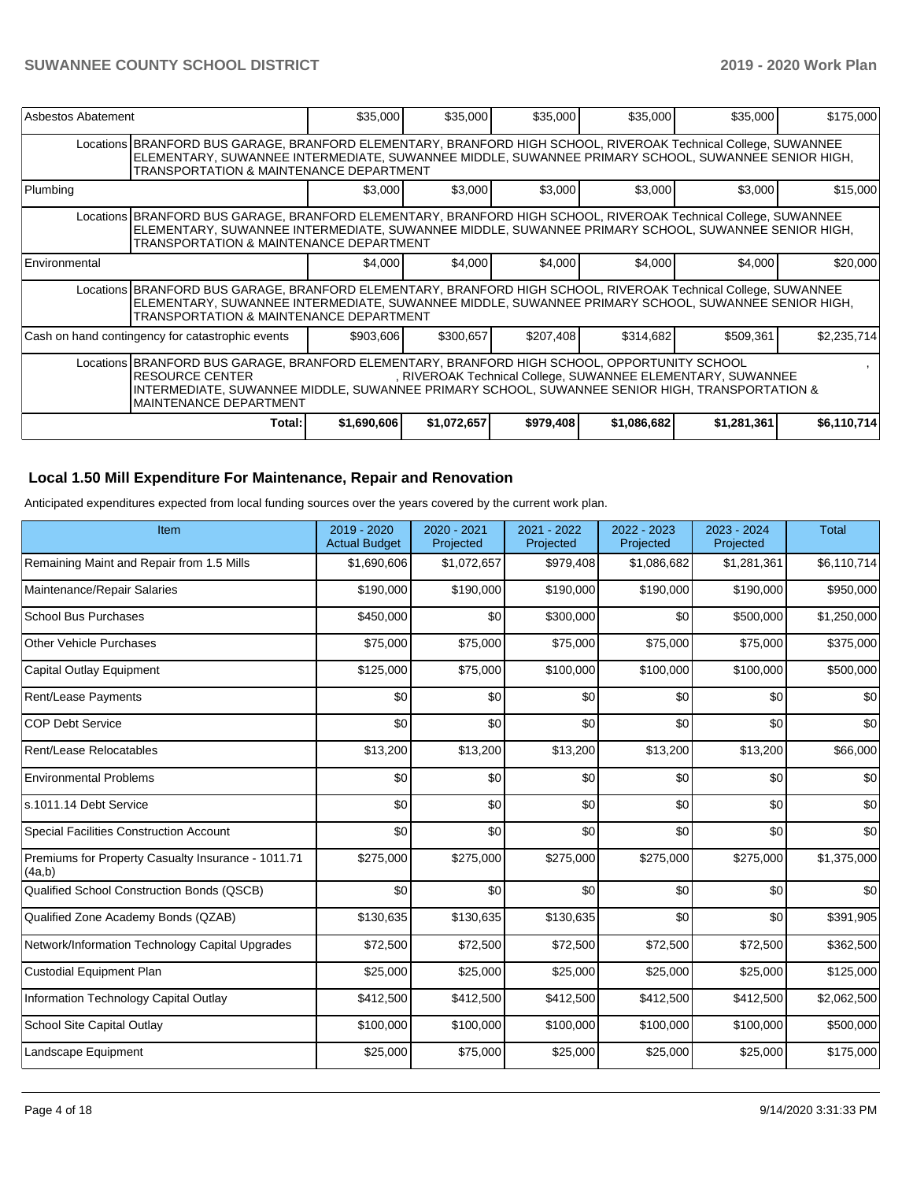| Asbestos Abatement | | $35,000 | $35,000 | $35,000 | $35,000 | $35,000 | $175,000 |
|---|---|---|---|---|---|---|---|
| | Locations | BRANFORD BUS GARAGE, BRANFORD ELEMENTARY, BRANFORD HIGH SCHOOL, RIVEROAK Technical College, SUWANNEE ELEMENTARY, SUWANNEE INTERMEDIATE, SUWANNEE MIDDLE, SUWANNEE PRIMARY SCHOOL, SUWANNEE SENIOR HIGH, TRANSPORTATION & MAINTENANCE DEPARTMENT | | | | | |
| Plumbing | | $3,000 | $3,000 | $3,000 | $3,000 | $3,000 | $15,000 |
| | Locations | BRANFORD BUS GARAGE, BRANFORD ELEMENTARY, BRANFORD HIGH SCHOOL, RIVEROAK Technical College, SUWANNEE ELEMENTARY, SUWANNEE INTERMEDIATE, SUWANNEE MIDDLE, SUWANNEE PRIMARY SCHOOL, SUWANNEE SENIOR HIGH, TRANSPORTATION & MAINTENANCE DEPARTMENT | | | | | |
| Environmental | | $4,000 | $4,000 | $4,000 | $4,000 | $4,000 | $20,000 |
| | Locations | BRANFORD BUS GARAGE, BRANFORD ELEMENTARY, BRANFORD HIGH SCHOOL, RIVEROAK Technical College, SUWANNEE ELEMENTARY, SUWANNEE INTERMEDIATE, SUWANNEE MIDDLE, SUWANNEE PRIMARY SCHOOL, SUWANNEE SENIOR HIGH, TRANSPORTATION & MAINTENANCE DEPARTMENT | | | | | |
| Cash on hand contingency for catastrophic events | | $903,606 | $300,657 | $207,408 | $314,682 | $509,361 | $2,235,714 |
| | Locations | BRANFORD BUS GARAGE, BRANFORD ELEMENTARY, BRANFORD HIGH SCHOOL, OPPORTUNITY SCHOOL , RESOURCE CENTER , RIVEROAK Technical College, SUWANNEE ELEMENTARY, SUWANNEE INTERMEDIATE, SUWANNEE MIDDLE, SUWANNEE PRIMARY SCHOOL, SUWANNEE SENIOR HIGH, TRANSPORTATION & MAINTENANCE DEPARTMENT | | | | | |
| | Total: | $1,690,606 | $1,072,657 | $979,408 | $1,086,682 | $1,281,361 | $6,110,714 |

## Local 1.50 Mill Expenditure For Maintenance, Repair and Renovation

Anticipated expenditures expected from local funding sources over the years covered by the current work plan.

| Item | 2019 - 2020 Actual Budget | 2020 - 2021 Projected | 2021 - 2022 Projected | 2022 - 2023 Projected | 2023 - 2024 Projected | Total |
|---|---|---|---|---|---|---|
| Remaining Maint and Repair from 1.5 Mills | $1,690,606 | $1,072,657 | $979,408 | $1,086,682 | $1,281,361 | $6,110,714 |
| Maintenance/Repair Salaries | $190,000 | $190,000 | $190,000 | $190,000 | $190,000 | $950,000 |
| School Bus Purchases | $450,000 | $0 | $300,000 | $0 | $500,000 | $1,250,000 |
| Other Vehicle Purchases | $75,000 | $75,000 | $75,000 | $75,000 | $75,000 | $375,000 |
| Capital Outlay Equipment | $125,000 | $75,000 | $100,000 | $100,000 | $100,000 | $500,000 |
| Rent/Lease Payments | $0 | $0 | $0 | $0 | $0 | $0 |
| COP Debt Service | $0 | $0 | $0 | $0 | $0 | $0 |
| Rent/Lease Relocatables | $13,200 | $13,200 | $13,200 | $13,200 | $13,200 | $66,000 |
| Environmental Problems | $0 | $0 | $0 | $0 | $0 | $0 |
| s.1011.14 Debt Service | $0 | $0 | $0 | $0 | $0 | $0 |
| Special Facilities Construction Account | $0 | $0 | $0 | $0 | $0 | $0 |
| Premiums for Property Casualty Insurance - 1011.71 (4a,b) | $275,000 | $275,000 | $275,000 | $275,000 | $275,000 | $1,375,000 |
| Qualified School Construction Bonds (QSCB) | $0 | $0 | $0 | $0 | $0 | $0 |
| Qualified Zone Academy Bonds (QZAB) | $130,635 | $130,635 | $130,635 | $0 | $0 | $391,905 |
| Network/Information Technology Capital Upgrades | $72,500 | $72,500 | $72,500 | $72,500 | $72,500 | $362,500 |
| Custodial Equipment Plan | $25,000 | $25,000 | $25,000 | $25,000 | $25,000 | $125,000 |
| Information Technology Capital Outlay | $412,500 | $412,500 | $412,500 | $412,500 | $412,500 | $2,062,500 |
| School Site Capital Outlay | $100,000 | $100,000 | $100,000 | $100,000 | $100,000 | $500,000 |
| Landscape Equipment | $25,000 | $75,000 | $25,000 | $25,000 | $25,000 | $175,000 |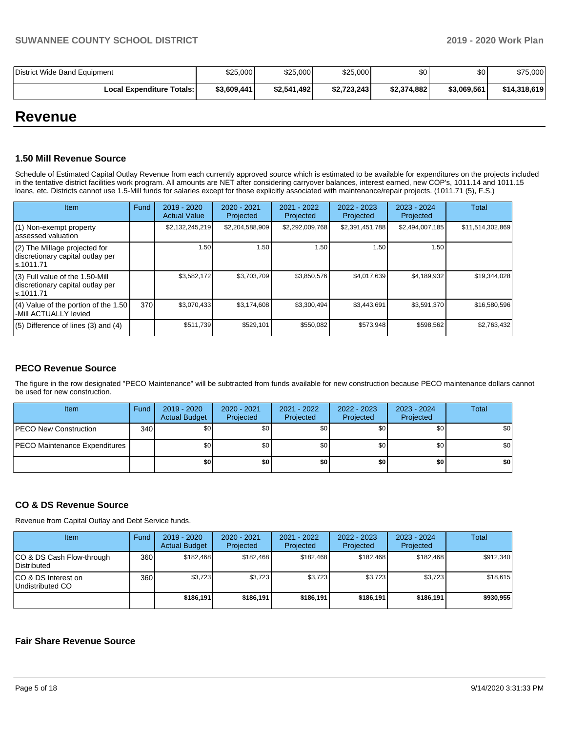| District Wide Band Equipment | $25,000 | $25,000 | $25,000 | $0 | $0 | $75,000 |
|---|---|---|---|---|---|---|
| **Local Expenditure Totals:** | **$3,609,441** | **$2,541,492** | **$2,723,243** | **$2,374,882** | **$3,069,561** | **$14,318,619** |

# Revenue

### 1.50 Mill Revenue Source

Schedule of Estimated Capital Outlay Revenue from each currently approved source which is estimated to be available for expenditures on the projects included in the tentative district facilities work program. All amounts are NET after considering carryover balances, interest earned, new COP's, 1011.14 and 1011.15 loans, etc. Districts cannot use 1.5-Mill funds for salaries except for those explicitly associated with maintenance/repair projects. (1011.71 (5), F.S.)

| Item | Fund | 2019 - 2020 Actual Value | 2020 - 2021 Projected | 2021 - 2022 Projected | 2022 - 2023 Projected | 2023 - 2024 Projected | Total |
|---|---|---|---|---|---|---|---|
| (1) Non-exempt property assessed valuation | | $2,132,245,219 | $2,204,588,909 | $2,292,009,768 | $2,391,451,788 | $2,494,007,185 | $11,514,302,869 |
| (2) The Millage projected for discretionary capital outlay per s.1011.71 | | 1.50 | 1.50 | 1.50 | 1.50 | 1.50 | |
| (3) Full value of the 1.50-Mill discretionary capital outlay per s.1011.71 | | $3,582,172 | $3,703,709 | $3,850,576 | $4,017,639 | $4,189,932 | $19,344,028 |
| (4) Value of the portion of the 1.50 -Mill ACTUALLY levied | 370 | $3,070,433 | $3,174,608 | $3,300,494 | $3,443,691 | $3,591,370 | $16,580,596 |
| (5) Difference of lines (3) and (4) | | $511,739 | $529,101 | $550,082 | $573,948 | $598,562 | $2,763,432 |

### PECO Revenue Source

The figure in the row designated "PECO Maintenance" will be subtracted from funds available for new construction because PECO maintenance dollars cannot be used for new construction.

| Item | Fund | 2019 - 2020 Actual Budget | 2020 - 2021 Projected | 2021 - 2022 Projected | 2022 - 2023 Projected | 2023 - 2024 Projected | Total |
|---|---|---|---|---|---|---|---|
| PECO New Construction | 340 | $0 | $0 | $0 | $0 | $0 | $0 |
| PECO Maintenance Expenditures | | $0 | $0 | $0 | $0 | $0 | $0 |
| | | **$0** | **$0** | **$0** | **$0** | **$0** | **$0** |

### CO & DS Revenue Source

Revenue from Capital Outlay and Debt Service funds.

| Item | Fund | 2019 - 2020 Actual Budget | 2020 - 2021 Projected | 2021 - 2022 Projected | 2022 - 2023 Projected | 2023 - 2024 Projected | Total |
|---|---|---|---|---|---|---|---|
| CO & DS Cash Flow-through Distributed | 360 | $182,468 | $182,468 | $182,468 | $182,468 | $182,468 | $912,340 |
| CO & DS Interest on Undistributed CO | 360 | $3,723 | $3,723 | $3,723 | $3,723 | $3,723 | $18,615 |
| | | **$186,191** | **$186,191** | **$186,191** | **$186,191** | **$186,191** | **$930,955** |

### Fair Share Revenue Source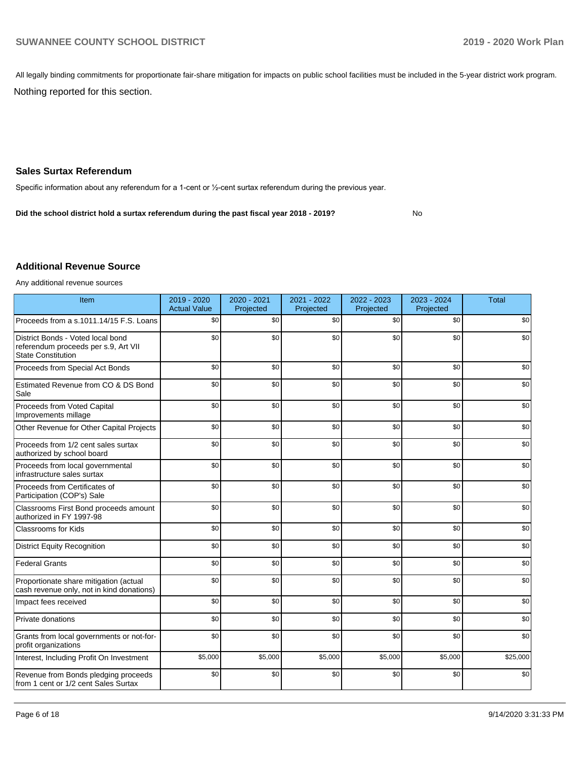All legally binding commitments for proportionate fair-share mitigation for impacts on public school facilities must be included in the 5-year district work program.

Nothing reported for this section.

## Sales Surtax Referendum

Specific information about any referendum for a 1-cent or ½-cent surtax referendum during the previous year.

**Did the school district hold a surtax referendum during the past fiscal year 2018 - 2019?** No

## Additional Revenue Source

Any additional revenue sources

| Item | 2019 - 2020 Actual Value | 2020 - 2021 Projected | 2021 - 2022 Projected | 2022 - 2023 Projected | 2023 - 2024 Projected | Total |
|---|---|---|---|---|---|---|
| Proceeds from a s.1011.14/15 F.S. Loans | $0 | $0 | $0 | $0 | $0 | $0 |
| District Bonds - Voted local bond referendum proceeds per s.9, Art VII State Constitution | $0 | $0 | $0 | $0 | $0 | $0 |
| Proceeds from Special Act Bonds | $0 | $0 | $0 | $0 | $0 | $0 |
| Estimated Revenue from CO & DS Bond Sale | $0 | $0 | $0 | $0 | $0 | $0 |
| Proceeds from Voted Capital Improvements millage | $0 | $0 | $0 | $0 | $0 | $0 |
| Other Revenue for Other Capital Projects | $0 | $0 | $0 | $0 | $0 | $0 |
| Proceeds from 1/2 cent sales surtax authorized by school board | $0 | $0 | $0 | $0 | $0 | $0 |
| Proceeds from local governmental infrastructure sales surtax | $0 | $0 | $0 | $0 | $0 | $0 |
| Proceeds from Certificates of Participation (COP's) Sale | $0 | $0 | $0 | $0 | $0 | $0 |
| Classrooms First Bond proceeds amount authorized in FY 1997-98 | $0 | $0 | $0 | $0 | $0 | $0 |
| Classrooms for Kids | $0 | $0 | $0 | $0 | $0 | $0 |
| District Equity Recognition | $0 | $0 | $0 | $0 | $0 | $0 |
| Federal Grants | $0 | $0 | $0 | $0 | $0 | $0 |
| Proportionate share mitigation (actual cash revenue only, not in kind donations) | $0 | $0 | $0 | $0 | $0 | $0 |
| Impact fees received | $0 | $0 | $0 | $0 | $0 | $0 |
| Private donations | $0 | $0 | $0 | $0 | $0 | $0 |
| Grants from local governments or not-for-profit organizations | $0 | $0 | $0 | $0 | $0 | $0 |
| Interest, Including Profit On Investment | $5,000 | $5,000 | $5,000 | $5,000 | $5,000 | $25,000 |
| Revenue from Bonds pledging proceeds from 1 cent or 1/2 cent Sales Surtax | $0 | $0 | $0 | $0 | $0 | $0 |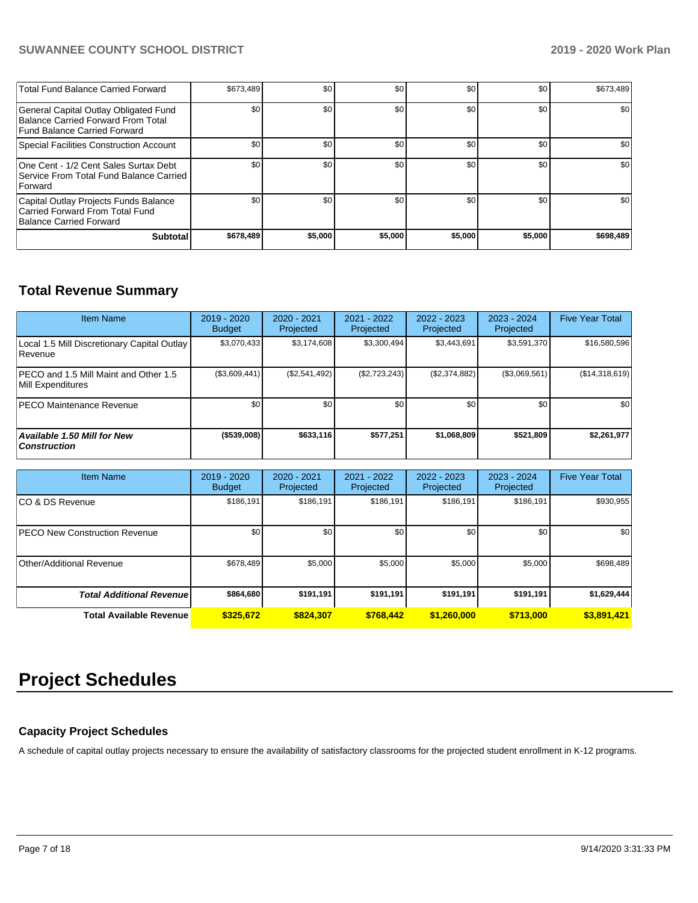| | | | | | | |
|---|---|---|---|---|---|---|
| Total Fund Balance Carried Forward | $673,489 | $0 | $0 | $0 | $0 | $673,489 |
| General Capital Outlay Obligated Fund Balance Carried Forward From Total Fund Balance Carried Forward | $0 | $0 | $0 | $0 | $0 | $0 |
| Special Facilities Construction Account | $0 | $0 | $0 | $0 | $0 | $0 |
| One Cent - 1/2 Cent Sales Surtax Debt Service From Total Fund Balance Carried Forward | $0 | $0 | $0 | $0 | $0 | $0 |
| Capital Outlay Projects Funds Balance Carried Forward From Total Fund Balance Carried Forward | $0 | $0 | $0 | $0 | $0 | $0 |
| **Subtotal** | **$678,489** | **$5,000** | **$5,000** | **$5,000** | **$5,000** | **$698,489** |

## Total Revenue Summary

| Item Name | 2019 - 2020 Budget | 2020 - 2021 Projected | 2021 - 2022 Projected | 2022 - 2023 Projected | 2023 - 2024 Projected | Five Year Total |
|---|---|---|---|---|---|---|
| Local 1.5 Mill Discretionary Capital Outlay Revenue | $3,070,433 | $3,174,608 | $3,300,494 | $3,443,691 | $3,591,370 | $16,580,596 |
| PECO and 1.5 Mill Maint and Other 1.5 Mill Expenditures | ($3,609,441) | ($2,541,492) | ($2,723,243) | ($2,374,882) | ($3,069,561) | ($14,318,619) |
| PECO Maintenance Revenue | $0 | $0 | $0 | $0 | $0 | $0 |
| ***Available 1.50 Mill for New Construction*** | **($539,008)** | **$633,116** | **$577,251** | **$1,068,809** | **$521,809** | **$2,261,977** |

| Item Name | 2019 - 2020 Budget | 2020 - 2021 Projected | 2021 - 2022 Projected | 2022 - 2023 Projected | 2023 - 2024 Projected | Five Year Total |
|---|---|---|---|---|---|---|
| CO & DS Revenue | $186,191 | $186,191 | $186,191 | $186,191 | $186,191 | $930,955 |
| PECO New Construction Revenue | $0 | $0 | $0 | $0 | $0 | $0 |
| Other/Additional Revenue | $678,489 | $5,000 | $5,000 | $5,000 | $5,000 | $698,489 |
| ***Total Additional Revenue*** | **$864,680** | **$191,191** | **$191,191** | **$191,191** | **$191,191** | **$1,629,444** |
| **Total Available Revenue** | **$325,672** | **$824,307** | **$768,442** | **$1,260,000** | **$713,000** | **$3,891,421** |

# Project Schedules

### Capacity Project Schedules

A schedule of capital outlay projects necessary to ensure the availability of satisfactory classrooms for the projected student enrollment in K-12 programs.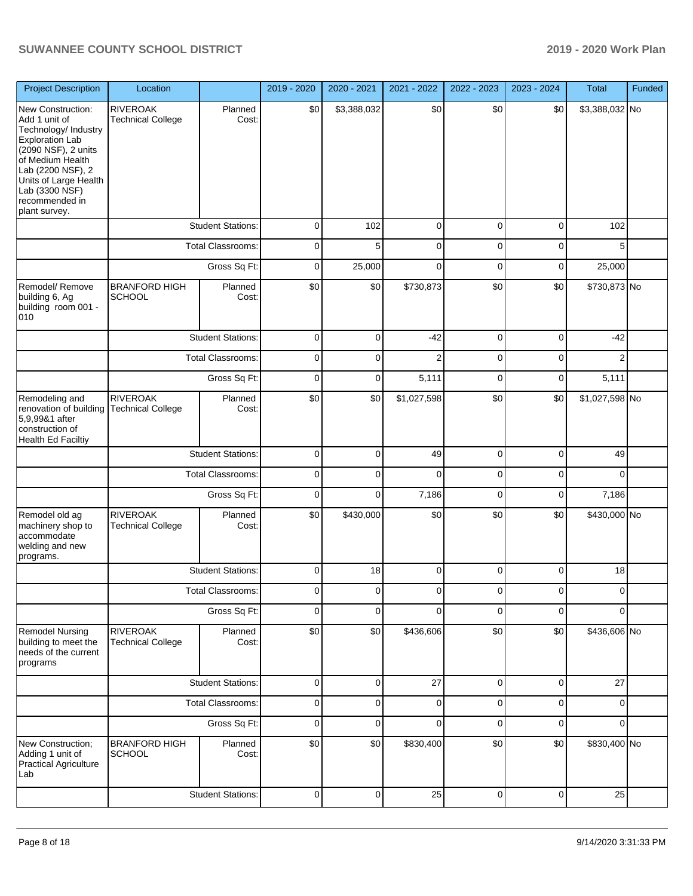| Project Description | Location | | 2019 - 2020 | 2020 - 2021 | 2021 - 2022 | 2022 - 2023 | 2023 - 2024 | Total | Funded |
|---|---|---|---|---|---|---|---|---|---|
| New Construction: Add 1 unit of Technology/ Industry Exploration Lab (2090 NSF), 2 units of Medium Health Lab (2200 NSF), 2 Units of Large Health Lab (3300 NSF) recommended in plant survey. | RIVEROAK Technical College | Planned Cost: | $0 | $3,388,032 | $0 | $0 | $0 | $3,388,032 | No |
| | | Student Stations: | 0 | 102 | 0 | 0 | 0 | 102 | |
| | | Total Classrooms: | 0 | 5 | 0 | 0 | 0 | 5 | |
| | | Gross Sq Ft: | 0 | 25,000 | 0 | 0 | 0 | 25,000 | |
| Remodel/ Remove building 6, Ag building room 001 - 010 | BRANFORD HIGH SCHOOL | Planned Cost: | $0 | $0 | $730,873 | $0 | $0 | $730,873 | No |
| | | Student Stations: | 0 | 0 | -42 | 0 | 0 | -42 | |
| | | Total Classrooms: | 0 | 0 | 2 | 0 | 0 | 2 | |
| | | Gross Sq Ft: | 0 | 0 | 5,111 | 0 | 0 | 5,111 | |
| Remodeling and renovation of building 5,9,99&1 after construction of Health Ed Faciltiy | RIVEROAK Technical College | Planned Cost: | $0 | $0 | $1,027,598 | $0 | $0 | $1,027,598 | No |
| | | Student Stations: | 0 | 0 | 49 | 0 | 0 | 49 | |
| | | Total Classrooms: | 0 | 0 | 0 | 0 | 0 | 0 | |
| | | Gross Sq Ft: | 0 | 0 | 7,186 | 0 | 0 | 7,186 | |
| Remodel old ag machinery shop to accommodate welding and new programs. | RIVEROAK Technical College | Planned Cost: | $0 | $430,000 | $0 | $0 | $0 | $430,000 | No |
| | | Student Stations: | 0 | 18 | 0 | 0 | 0 | 18 | |
| | | Total Classrooms: | 0 | 0 | 0 | 0 | 0 | 0 | |
| | | Gross Sq Ft: | 0 | 0 | 0 | 0 | 0 | 0 | |
| Remodel Nursing building to meet the needs of the current programs | RIVEROAK Technical College | Planned Cost: | $0 | $0 | $436,606 | $0 | $0 | $436,606 | No |
| | | Student Stations: | 0 | 0 | 27 | 0 | 0 | 27 | |
| | | Total Classrooms: | 0 | 0 | 0 | 0 | 0 | 0 | |
| | | Gross Sq Ft: | 0 | 0 | 0 | 0 | 0 | 0 | |
| New Construction; Adding 1 unit of Practical Agriculture Lab | BRANFORD HIGH SCHOOL | Planned Cost: | $0 | $0 | $830,400 | $0 | $0 | $830,400 | No |
| | | Student Stations: | 0 | 0 | 25 | 0 | 0 | 25 | |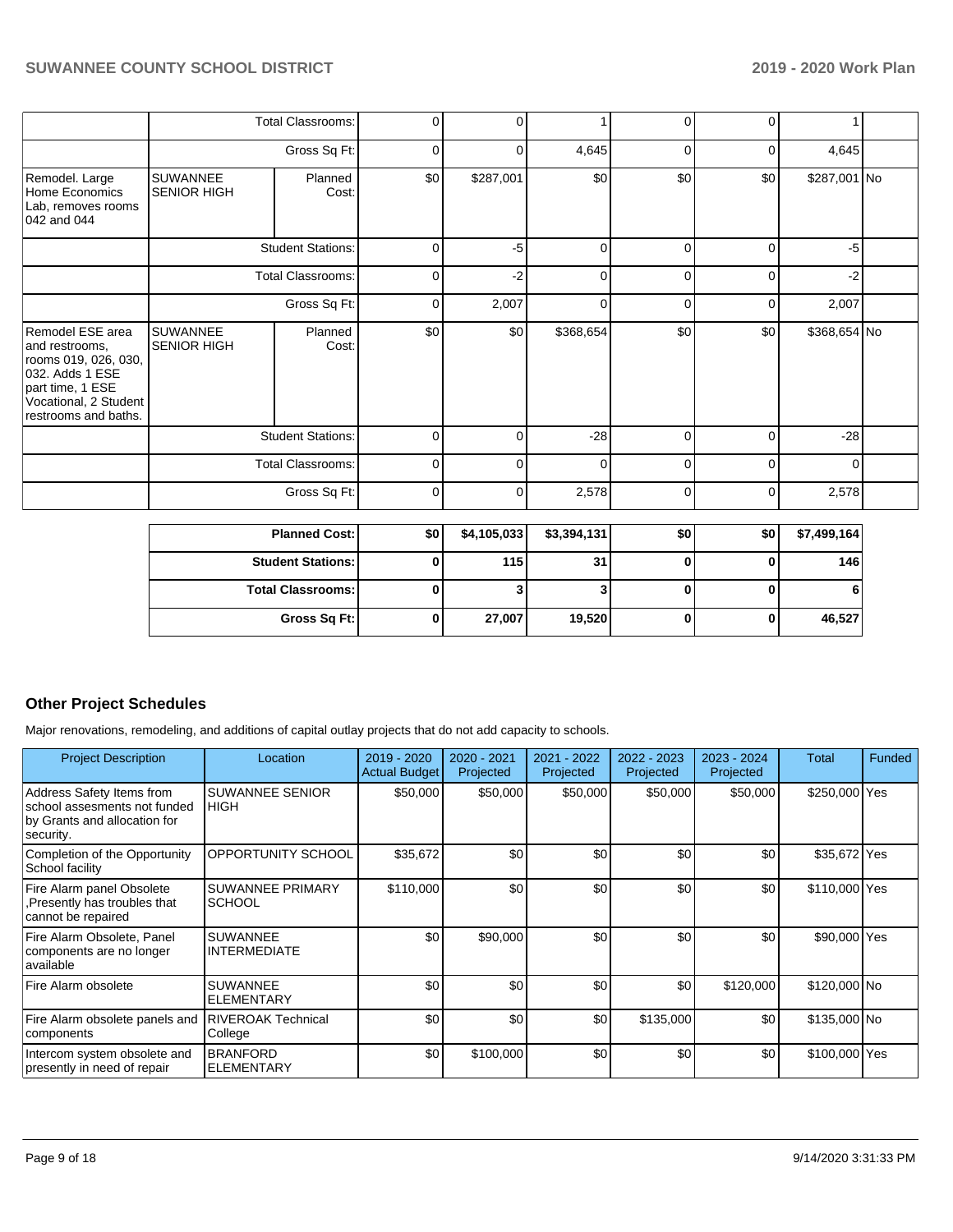| | | | | | | | | | |
|---|---|---|---|---|---|---|---|---|---|
| | Total Classrooms: | | 0 | 0 | 1 | 0 | 0 | 1 | |
| | Gross Sq Ft: | | 0 | 0 | 4,645 | 0 | 0 | 4,645 | |
| Remodel. Large Home Economics Lab, removes rooms 042 and 044 | SUWANNEE SENIOR HIGH | Planned Cost: | $0 | $287,001 | $0 | $0 | $0 | $287,001 | No |
| | Student Stations: | | 0 | -5 | 0 | 0 | 0 | -5 | |
| | Total Classrooms: | | 0 | -2 | 0 | 0 | 0 | -2 | |
| | Gross Sq Ft: | | 0 | 2,007 | 0 | 0 | 0 | 2,007 | |
| Remodel ESE area and restrooms, rooms 019, 026, 030, 032. Adds 1 ESE part time, 1 ESE Vocational, 2 Student restrooms and baths. | SUWANNEE SENIOR HIGH | Planned Cost: | $0 | $0 | $368,654 | $0 | $0 | $368,654 | No |
| | Student Stations: | | 0 | 0 | -28 | 0 | 0 | -28 | |
| | Total Classrooms: | | 0 | 0 | 0 | 0 | 0 | 0 | |
| | Gross Sq Ft: | | 0 | 0 | 2,578 | 0 | 0 | 2,578 | |

| | | | | | | |
|---|---|---|---|---|---|---|
| **Planned Cost:** | **$0** | **$4,105,033** | **$3,394,131** | **$0** | **$0** | **$7,499,164** |
| **Student Stations:** | **0** | **115** | **31** | **0** | **0** | **146** |
| **Total Classrooms:** | **0** | **3** | **3** | **0** | **0** | **6** |
| **Gross Sq Ft:** | **0** | **27,007** | **19,520** | **0** | **0** | **46,527** |

## Other Project Schedules

Major renovations, remodeling, and additions of capital outlay projects that do not add capacity to schools.

| Project Description | Location | 2019 - 2020 Actual Budget | 2020 - 2021 Projected | 2021 - 2022 Projected | 2022 - 2023 Projected | 2023 - 2024 Projected | Total | Funded |
|---|---|---|---|---|---|---|---|---|
| Address Safety Items from school assesments not funded by Grants and allocation for security. | SUWANNEE SENIOR HIGH | $50,000 | $50,000 | $50,000 | $50,000 | $50,000 | $250,000 | Yes |
| Completion of the Opportunity School facility | OPPORTUNITY SCHOOL | $35,672 | $0 | $0 | $0 | $0 | $35,672 | Yes |
| Fire Alarm panel Obsolete ,Presently has troubles that cannot be repaired | SUWANNEE PRIMARY SCHOOL | $110,000 | $0 | $0 | $0 | $0 | $110,000 | Yes |
| Fire Alarm Obsolete, Panel components are no longer available | SUWANNEE INTERMEDIATE | $0 | $90,000 | $0 | $0 | $0 | $90,000 | Yes |
| Fire Alarm obsolete | SUWANNEE ELEMENTARY | $0 | $0 | $0 | $0 | $120,000 | $120,000 | No |
| Fire Alarm obsolete panels and components | RIVEROAK Technical College | $0 | $0 | $0 | $135,000 | $0 | $135,000 | No |
| Intercom system obsolete and presently in need of repair | BRANFORD ELEMENTARY | $0 | $100,000 | $0 | $0 | $0 | $100,000 | Yes |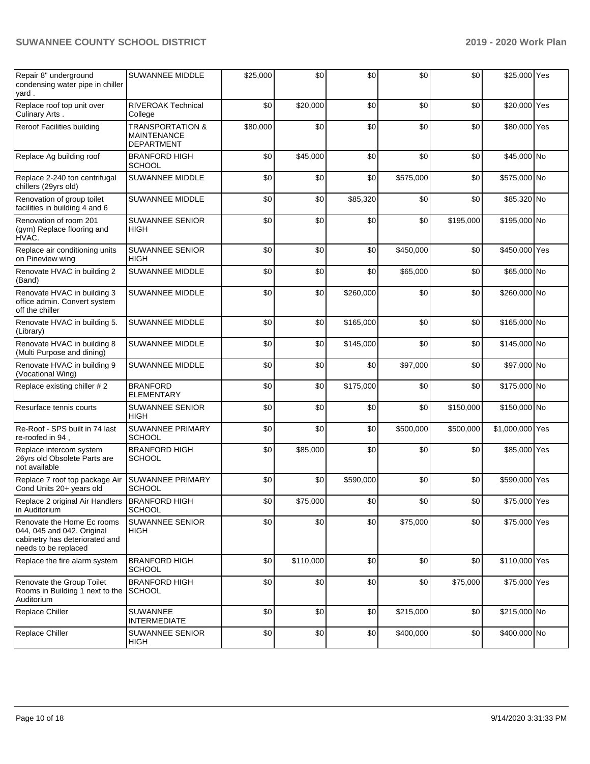| Repair 8" underground condensing water pipe in chiller yard . | SUWANNEE MIDDLE | $25,000 | $0 | $0 | $0 | $0 | $25,000 | Yes |
|---|---|---|---|---|---|---|---|---|
| Replace roof top unit over Culinary Arts . | RIVEROAK Technical College | $0 | $20,000 | $0 | $0 | $0 | $20,000 | Yes |
| Reroof Facilities building | TRANSPORTATION & MAINTENANCE DEPARTMENT | $80,000 | $0 | $0 | $0 | $0 | $80,000 | Yes |
| Replace Ag building roof | BRANFORD HIGH SCHOOL | $0 | $45,000 | $0 | $0 | $0 | $45,000 | No |
| Replace 2-240 ton centrifugal chillers (29yrs old) | SUWANNEE MIDDLE | $0 | $0 | $0 | $575,000 | $0 | $575,000 | No |
| Renovation of group toilet facilities in building 4 and 6 | SUWANNEE MIDDLE | $0 | $0 | $85,320 | $0 | $0 | $85,320 | No |
| Renovation of room 201 (gym) Replace flooring and HVAC. | SUWANNEE SENIOR HIGH | $0 | $0 | $0 | $0 | $195,000 | $195,000 | No |
| Replace air conditioning units on Pineview wing | SUWANNEE SENIOR HIGH | $0 | $0 | $0 | $450,000 | $0 | $450,000 | Yes |
| Renovate HVAC in building 2 (Band) | SUWANNEE MIDDLE | $0 | $0 | $0 | $65,000 | $0 | $65,000 | No |
| Renovate HVAC in building 3 office admin. Convert system off the chiller | SUWANNEE MIDDLE | $0 | $0 | $260,000 | $0 | $0 | $260,000 | No |
| Renovate HVAC in building 5. (Library) | SUWANNEE MIDDLE | $0 | $0 | $165,000 | $0 | $0 | $165,000 | No |
| Renovate HVAC in building 8 (Multi Purpose and dining) | SUWANNEE MIDDLE | $0 | $0 | $145,000 | $0 | $0 | $145,000 | No |
| Renovate HVAC in building 9 (Vocational Wing) | SUWANNEE MIDDLE | $0 | $0 | $0 | $97,000 | $0 | $97,000 | No |
| Replace existing chiller # 2 | BRANFORD ELEMENTARY | $0 | $0 | $175,000 | $0 | $0 | $175,000 | No |
| Resurface tennis courts | SUWANNEE SENIOR HIGH | $0 | $0 | $0 | $0 | $150,000 | $150,000 | No |
| Re-Roof - SPS built in 74 last re-roofed in 94 , | SUWANNEE PRIMARY SCHOOL | $0 | $0 | $0 | $500,000 | $500,000 | $1,000,000 | Yes |
| Replace intercom system 26yrs old Obsolete Parts are not available | BRANFORD HIGH SCHOOL | $0 | $85,000 | $0 | $0 | $0 | $85,000 | Yes |
| Replace 7 roof top package Air Cond Units 20+ years old | SUWANNEE PRIMARY SCHOOL | $0 | $0 | $590,000 | $0 | $0 | $590,000 | Yes |
| Replace 2 original Air Handlers in Auditorium | BRANFORD HIGH SCHOOL | $0 | $75,000 | $0 | $0 | $0 | $75,000 | Yes |
| Renovate the Home Ec rooms 044, 045 and 042. Original cabinetry has deteriorated and needs to be replaced | SUWANNEE SENIOR HIGH | $0 | $0 | $0 | $75,000 | $0 | $75,000 | Yes |
| Replace the fire alarm system | BRANFORD HIGH SCHOOL | $0 | $110,000 | $0 | $0 | $0 | $110,000 | Yes |
| Renovate the Group Toilet Rooms in Building 1 next to the Auditorium | BRANFORD HIGH SCHOOL | $0 | $0 | $0 | $0 | $75,000 | $75,000 | Yes |
| Replace Chiller | SUWANNEE INTERMEDIATE | $0 | $0 | $0 | $215,000 | $0 | $215,000 | No |
| Replace Chiller | SUWANNEE SENIOR HIGH | $0 | $0 | $0 | $400,000 | $0 | $400,000 | No |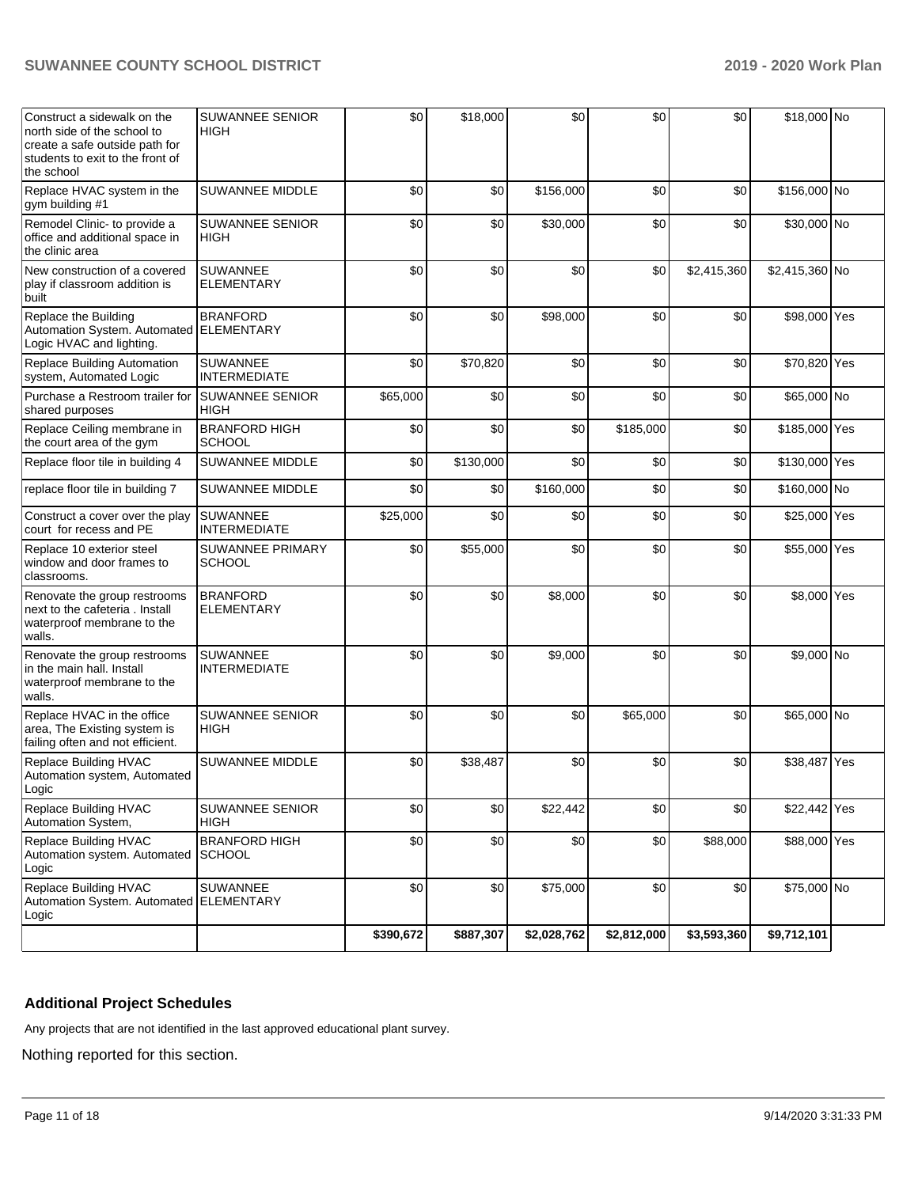| | | | | | | | | |
|---|---|---|---|---|---|---|---|---|
| Construct a sidewalk on the north side of the school to create a safe outside path for students to exit to the front of the school | SUWANNEE SENIOR HIGH | $0 | $18,000 | $0 | $0 | $0 | $18,000 | No |
| Replace HVAC system in the gym building #1 | SUWANNEE MIDDLE | $0 | $0 | $156,000 | $0 | $0 | $156,000 | No |
| Remodel Clinic- to provide a office and additional space in the clinic area | SUWANNEE SENIOR HIGH | $0 | $0 | $30,000 | $0 | $0 | $30,000 | No |
| New construction of a covered play if classroom addition is built | SUWANNEE ELEMENTARY | $0 | $0 | $0 | $0 | $2,415,360 | $2,415,360 | No |
| Replace the Building Automation System. Automated Logic HVAC and lighting. | BRANFORD ELEMENTARY | $0 | $0 | $98,000 | $0 | $0 | $98,000 | Yes |
| Replace Building Automation system, Automated Logic | SUWANNEE INTERMEDIATE | $0 | $70,820 | $0 | $0 | $0 | $70,820 | Yes |
| Purchase a Restroom trailer for shared purposes | SUWANNEE SENIOR HIGH | $65,000 | $0 | $0 | $0 | $0 | $65,000 | No |
| Replace Ceiling membrane in the court area of the gym | BRANFORD HIGH SCHOOL | $0 | $0 | $0 | $185,000 | $0 | $185,000 | Yes |
| Replace floor tile in building 4 | SUWANNEE MIDDLE | $0 | $130,000 | $0 | $0 | $0 | $130,000 | Yes |
| replace floor tile in building 7 | SUWANNEE MIDDLE | $0 | $0 | $160,000 | $0 | $0 | $160,000 | No |
| Construct a cover over the play court for recess and PE | SUWANNEE INTERMEDIATE | $25,000 | $0 | $0 | $0 | $0 | $25,000 | Yes |
| Replace 10 exterior steel window and door frames to classrooms. | SUWANNEE PRIMARY SCHOOL | $0 | $55,000 | $0 | $0 | $0 | $55,000 | Yes |
| Renovate the group restrooms next to the cafeteria . Install waterproof membrane to the walls. | BRANFORD ELEMENTARY | $0 | $0 | $8,000 | $0 | $0 | $8,000 | Yes |
| Renovate the group restrooms in the main hall. Install waterproof membrane to the walls. | SUWANNEE INTERMEDIATE | $0 | $0 | $9,000 | $0 | $0 | $9,000 | No |
| Replace HVAC in the office area, The Existing system is failing often and not efficient. | SUWANNEE SENIOR HIGH | $0 | $0 | $0 | $65,000 | $0 | $65,000 | No |
| Replace Building HVAC Automation system, Automated Logic | SUWANNEE MIDDLE | $0 | $38,487 | $0 | $0 | $0 | $38,487 | Yes |
| Replace Building HVAC Automation System, | SUWANNEE SENIOR HIGH | $0 | $0 | $22,442 | $0 | $0 | $22,442 | Yes |
| Replace Building HVAC Automation system. Automated Logic | BRANFORD HIGH SCHOOL | $0 | $0 | $0 | $0 | $88,000 | $88,000 | Yes |
| Replace Building HVAC Automation System. Automated Logic | SUWANNEE ELEMENTARY | $0 | $0 | $75,000 | $0 | $0 | $75,000 | No |
| | | **$390,672** | **$887,307** | **$2,028,762** | **$2,812,000** | **$3,593,360** | **$9,712,101** | |

### Additional Project Schedules

Any projects that are not identified in the last approved educational plant survey.

Nothing reported for this section.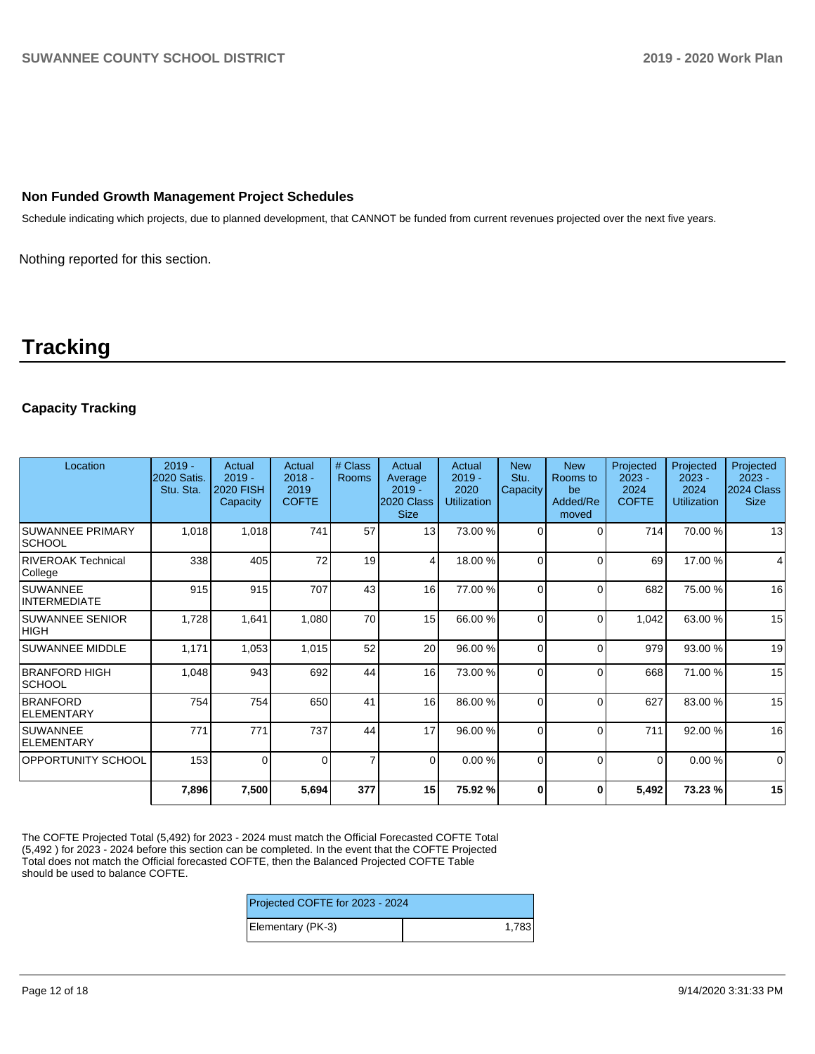### Non Funded Growth Management Project Schedules

Schedule indicating which projects, due to planned development, that CANNOT be funded from current revenues projected over the next five years.

Nothing reported for this section.

# Tracking

### Capacity Tracking

| Location | 2019 - 2020 Satis. Stu. Sta. | Actual 2019 - 2020 FISH Capacity | Actual 2018 - 2019 COFTE | # Class Rooms | Actual Average 2019 - 2020 Class Size | Actual 2019 - 2020 Utilization | New Stu. Capacity | New Rooms to be Added/Removed | Projected 2023 - 2024 COFTE | Projected 2023 - 2024 Utilization | Projected 2023 - 2024 Class Size |
|---|---|---|---|---|---|---|---|---|---|---|---|
| SUWANNEE PRIMARY SCHOOL | 1,018 | 1,018 | 741 | 57 | 13 | 73.00 % | 0 | 0 | 714 | 70.00 % | 13 |
| RIVEROAK Technical College | 338 | 405 | 72 | 19 | 4 | 18.00 % | 0 | 0 | 69 | 17.00 % | 4 |
| SUWANNEE INTERMEDIATE | 915 | 915 | 707 | 43 | 16 | 77.00 % | 0 | 0 | 682 | 75.00 % | 16 |
| SUWANNEE SENIOR HIGH | 1,728 | 1,641 | 1,080 | 70 | 15 | 66.00 % | 0 | 0 | 1,042 | 63.00 % | 15 |
| SUWANNEE MIDDLE | 1,171 | 1,053 | 1,015 | 52 | 20 | 96.00 % | 0 | 0 | 979 | 93.00 % | 19 |
| BRANFORD HIGH SCHOOL | 1,048 | 943 | 692 | 44 | 16 | 73.00 % | 0 | 0 | 668 | 71.00 % | 15 |
| BRANFORD ELEMENTARY | 754 | 754 | 650 | 41 | 16 | 86.00 % | 0 | 0 | 627 | 83.00 % | 15 |
| SUWANNEE ELEMENTARY | 771 | 771 | 737 | 44 | 17 | 96.00 % | 0 | 0 | 711 | 92.00 % | 16 |
| OPPORTUNITY SCHOOL | 153 | 0 | 0 | 7 | 0 | 0.00 % | 0 | 0 | 0 | 0.00 % | 0 |
| | **7,896** | **7,500** | **5,694** | **377** | **15** | **75.92 %** | **0** | **0** | **5,492** | **73.23 %** | **15** |

The COFTE Projected Total (5,492) for 2023 - 2024 must match the Official Forecasted COFTE Total (5,492 ) for 2023 - 2024 before this section can be completed. In the event that the COFTE Projected Total does not match the Official forecasted COFTE, then the Balanced Projected COFTE Table should be used to balance COFTE.

| Projected COFTE for 2023 - 2024 | |
|---|---|
| Elementary (PK-3) | 1,783 |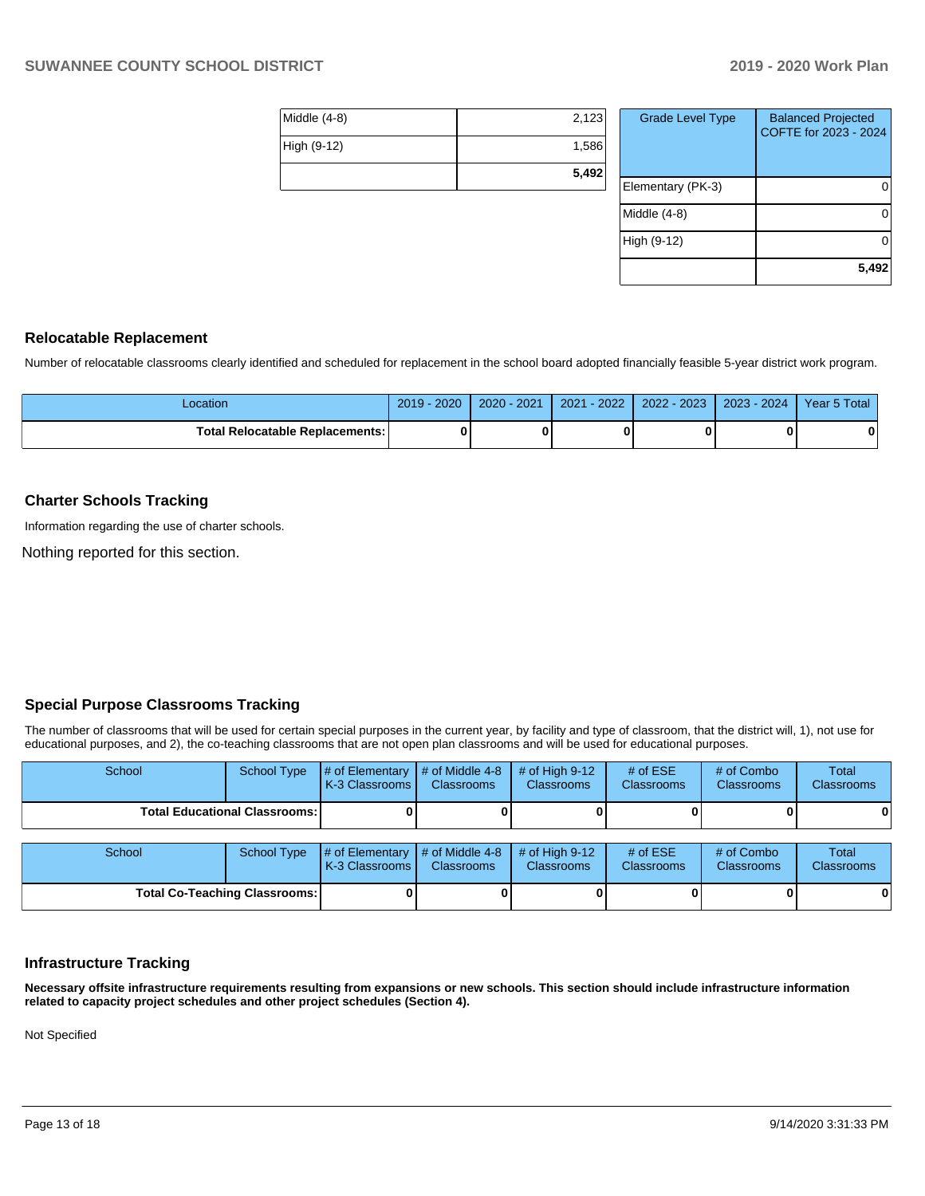| | |
|---|---|
| Middle (4-8) | 2,123 |
| High (9-12) | 1,586 |
| | **5,492** |

| Grade Level Type | Balanced Projected COFTE for 2023 - 2024 |
|---|---|
| Elementary (PK-3) | 0 |
| Middle (4-8) | 0 |
| High (9-12) | 0 |
| | **5,492** |

## Relocatable Replacement

Number of relocatable classrooms clearly identified and scheduled for replacement in the school board adopted financially feasible 5-year district work program.

| Location | 2019 - 2020 | 2020 - 2021 | 2021 - 2022 | 2022 - 2023 | 2023 - 2024 | Year 5 Total |
|---|---|---|---|---|---|---|
| **Total Relocatable Replacements:** | **0** | **0** | **0** | **0** | **0** | **0** |

## Charter Schools Tracking

Information regarding the use of charter schools.

Nothing reported for this section.

## Special Purpose Classrooms Tracking

The number of classrooms that will be used for certain special purposes in the current year, by facility and type of classroom, that the district will, 1), not use for educational purposes, and 2), the co-teaching classrooms that are not open plan classrooms and will be used for educational purposes.

| School | School Type | # of Elementary K-3 Classrooms | # of Middle 4-8 Classrooms | # of High 9-12 Classrooms | # of ESE Classrooms | # of Combo Classrooms | Total Classrooms |
|---|---|---|---|---|---|---|---|
| **Total Educational Classrooms:** | | **0** | **0** | **0** | **0** | **0** | **0** |

| School | School Type | # of Elementary K-3 Classrooms | # of Middle 4-8 Classrooms | # of High 9-12 Classrooms | # of ESE Classrooms | # of Combo Classrooms | Total Classrooms |
|---|---|---|---|---|---|---|---|
| **Total Co-Teaching Classrooms:** | | **0** | **0** | **0** | **0** | **0** | **0** |

## Infrastructure Tracking

**Necessary offsite infrastructure requirements resulting from expansions or new schools. This section should include infrastructure information related to capacity project schedules and other project schedules (Section 4).**

Not Specified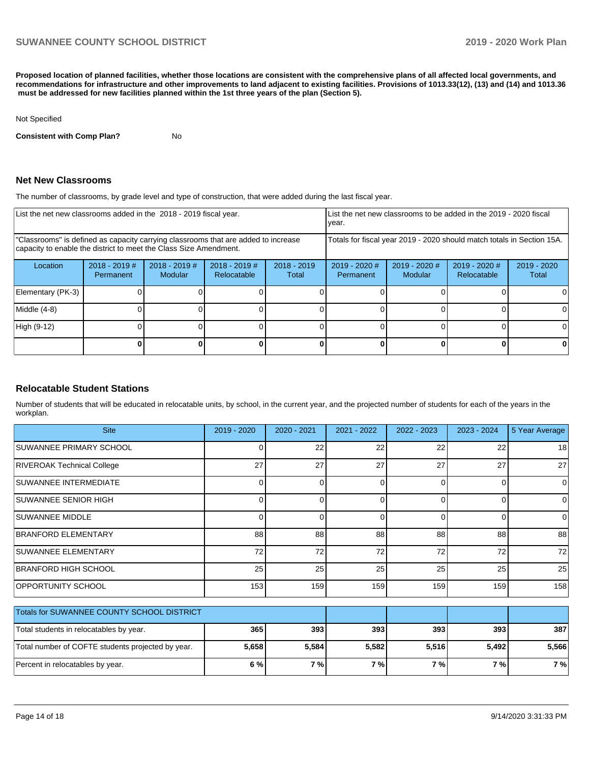**Proposed location of planned facilities, whether those locations are consistent with the comprehensive plans of all affected local governments, and recommendations for infrastructure and other improvements to land adjacent to existing facilities. Provisions of 1013.33(12), (13) and (14) and 1013.36 must be addressed for new facilities planned within the 1st three years of the plan (Section 5).**

Not Specified

**Consistent with Comp Plan?** No

## Net New Classrooms

The number of classrooms, by grade level and type of construction, that were added during the last fiscal year.

| List the net new classrooms added in the 2018 - 2019 fiscal year. | | | | | List the net new classrooms to be added in the 2019 - 2020 fiscal year. | | | |
|---|---|---|---|---|---|---|---|---|
| "Classrooms" is defined as capacity carrying classrooms that are added to increase capacity to enable the district to meet the Class Size Amendment. | | | | | Totals for fiscal year 2019 - 2020 should match totals in Section 15A. | | | |
| Location | 2018 - 2019 # Permanent | 2018 - 2019 # Modular | 2018 - 2019 # Relocatable | 2018 - 2019 Total | 2019 - 2020 # Permanent | 2019 - 2020 # Modular | 2019 - 2020 # Relocatable | 2019 - 2020 Total |
| Elementary (PK-3) | 0 | 0 | 0 | 0 | 0 | 0 | 0 | 0 |
| Middle (4-8) | 0 | 0 | 0 | 0 | 0 | 0 | 0 | 0 |
| High (9-12) | 0 | 0 | 0 | 0 | 0 | 0 | 0 | 0 |
| | **0** | **0** | **0** | **0** | **0** | **0** | **0** | **0** |

## Relocatable Student Stations

Number of students that will be educated in relocatable units, by school, in the current year, and the projected number of students for each of the years in the workplan.

| Site | 2019 - 2020 | 2020 - 2021 | 2021 - 2022 | 2022 - 2023 | 2023 - 2024 | 5 Year Average |
|---|---|---|---|---|---|---|
| SUWANNEE PRIMARY SCHOOL | 0 | 22 | 22 | 22 | 22 | 18 |
| RIVEROAK Technical College | 27 | 27 | 27 | 27 | 27 | 27 |
| SUWANNEE INTERMEDIATE | 0 | 0 | 0 | 0 | 0 | 0 |
| SUWANNEE SENIOR HIGH | 0 | 0 | 0 | 0 | 0 | 0 |
| SUWANNEE MIDDLE | 0 | 0 | 0 | 0 | 0 | 0 |
| BRANFORD ELEMENTARY | 88 | 88 | 88 | 88 | 88 | 88 |
| SUWANNEE ELEMENTARY | 72 | 72 | 72 | 72 | 72 | 72 |
| BRANFORD HIGH SCHOOL | 25 | 25 | 25 | 25 | 25 | 25 |
| OPPORTUNITY SCHOOL | 153 | 159 | 159 | 159 | 159 | 158 |

| Totals for SUWANNEE COUNTY SCHOOL DISTRICT | | | | | | |
|---|---|---|---|---|---|---|
| Total students in relocatables by year. | **365** | **393** | **393** | **393** | **393** | **387** |
| Total number of COFTE students projected by year. | **5,658** | **5,584** | **5,582** | **5,516** | **5,492** | **5,566** |
| Percent in relocatables by year. | **6 %** | **7 %** | **7 %** | **7 %** | **7 %** | **7 %** |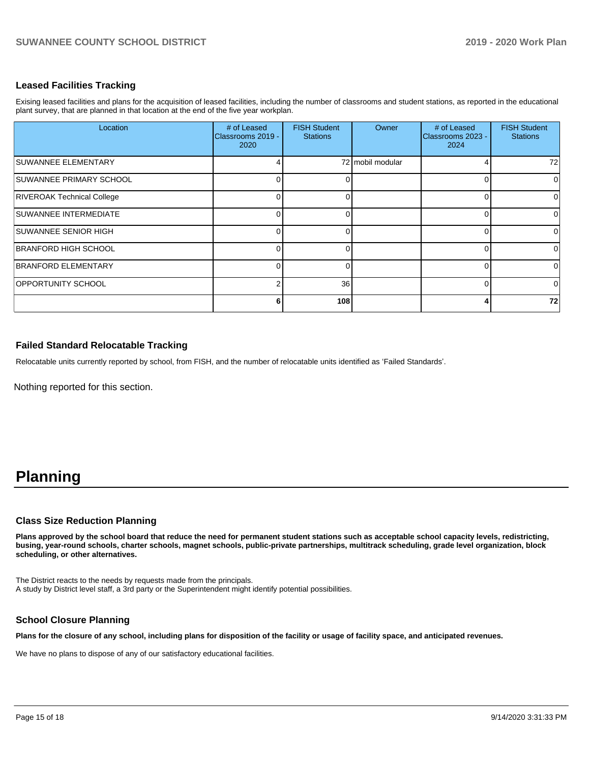### Leased Facilities Tracking

Exising leased facilities and plans for the acquisition of leased facilities, including the number of classrooms and student stations, as reported in the educational plant survey, that are planned in that location at the end of the five year workplan.

| Location | # of Leased Classrooms 2019 - 2020 | FISH Student Stations | Owner | # of Leased Classrooms 2023 - 2024 | FISH Student Stations |
|---|---|---|---|---|---|
| SUWANNEE ELEMENTARY | 4 | 72 | mobil modular | 4 | 72 |
| SUWANNEE PRIMARY SCHOOL | 0 | 0 | | 0 | 0 |
| RIVEROAK Technical College | 0 | 0 | | 0 | 0 |
| SUWANNEE INTERMEDIATE | 0 | 0 | | 0 | 0 |
| SUWANNEE SENIOR HIGH | 0 | 0 | | 0 | 0 |
| BRANFORD HIGH SCHOOL | 0 | 0 | | 0 | 0 |
| BRANFORD ELEMENTARY | 0 | 0 | | 0 | 0 |
| OPPORTUNITY SCHOOL | 2 | 36 | | 0 | 0 |
| | **6** | **108** | | **4** | **72** |

### Failed Standard Relocatable Tracking

Relocatable units currently reported by school, from FISH, and the number of relocatable units identified as 'Failed Standards'.

Nothing reported for this section.

# Planning

### Class Size Reduction Planning

**Plans approved by the school board that reduce the need for permanent student stations such as acceptable school capacity levels, redistricting, busing, year-round schools, charter schools, magnet schools, public-private partnerships, multitrack scheduling, grade level organization, block scheduling, or other alternatives.**

The District reacts to the needs by requests made from the principals.
A study by District level staff, a 3rd party or the Superintendent might identify potential possibilities.

### School Closure Planning

**Plans for the closure of any school, including plans for disposition of the facility or usage of facility space, and anticipated revenues.**

We have no plans to dispose of any of our satisfactory educational facilities.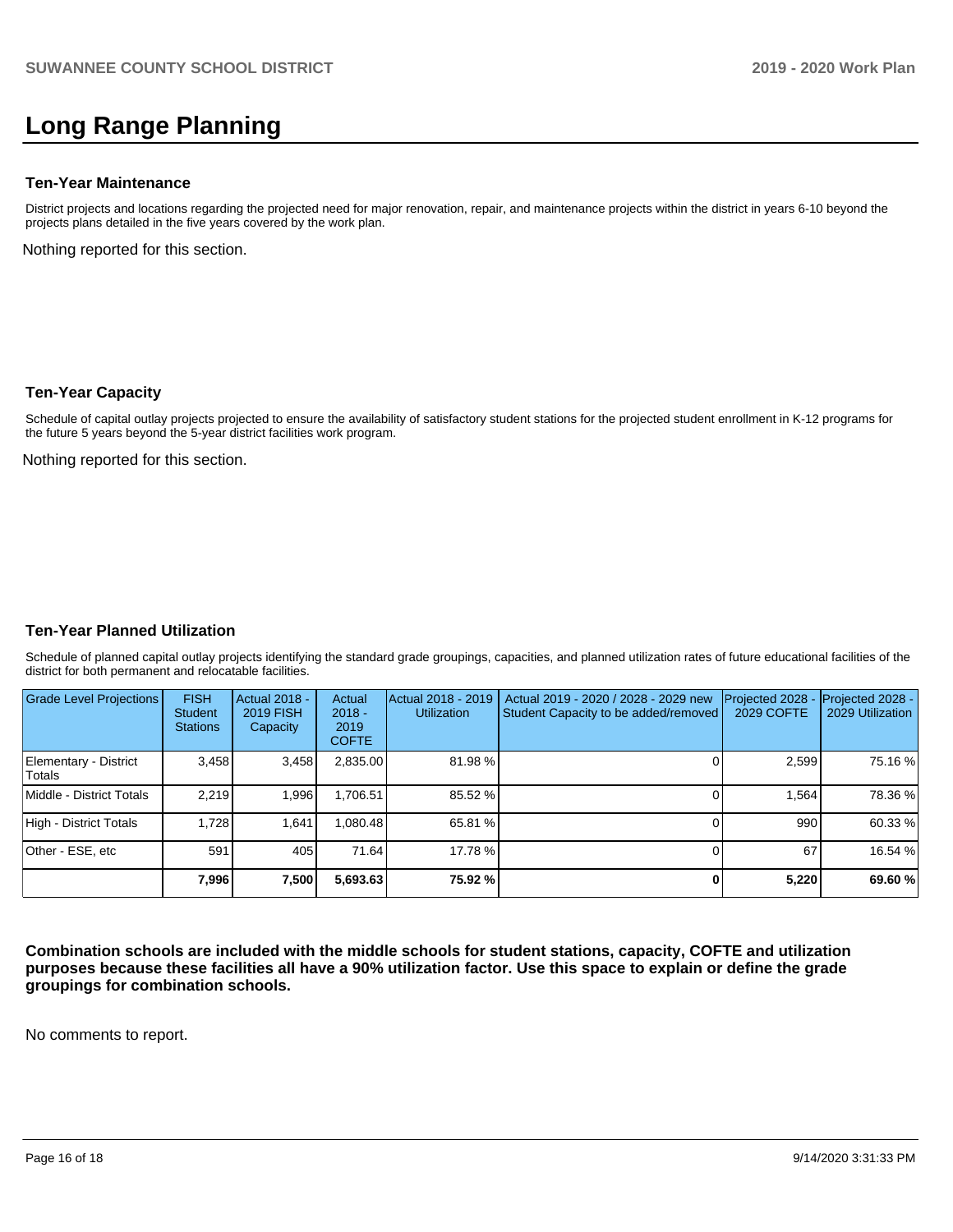# Long Range Planning

### Ten-Year Maintenance

District projects and locations regarding the projected need for major renovation, repair, and maintenance projects within the district in years 6-10 beyond the projects plans detailed in the five years covered by the work plan.

Nothing reported for this section.

### Ten-Year Capacity

Schedule of capital outlay projects projected to ensure the availability of satisfactory student stations for the projected student enrollment in K-12 programs for the future 5 years beyond the 5-year district facilities work program.

Nothing reported for this section.

### Ten-Year Planned Utilization

Schedule of planned capital outlay projects identifying the standard grade groupings, capacities, and planned utilization rates of future educational facilities of the district for both permanent and relocatable facilities.

| Grade Level Projections | FISH Student Stations | Actual 2018 - 2019 FISH Capacity | Actual 2018 - 2019 COFTE | Actual 2018 - 2019 Utilization | Actual 2019 - 2020 / 2028 - 2029 new Student Capacity to be added/removed | Projected 2028 - 2029 COFTE | Projected 2028 - 2029 Utilization |
|---|---|---|---|---|---|---|---|
| Elementary - District Totals | 3,458 | 3,458 | 2,835.00 | 81.98 % | 0 | 2,599 | 75.16 % |
| Middle - District Totals | 2,219 | 1,996 | 1,706.51 | 85.52 % | 0 | 1,564 | 78.36 % |
| High - District Totals | 1,728 | 1,641 | 1,080.48 | 65.81 % | 0 | 990 | 60.33 % |
| Other - ESE, etc | 591 | 405 | 71.64 | 17.78 % | 0 | 67 | 16.54 % |
| | **7,996** | **7,500** | **5,693.63** | **75.92 %** | **0** | **5,220** | **69.60 %** |

**Combination schools are included with the middle schools for student stations, capacity, COFTE and utilization purposes because these facilities all have a 90% utilization factor. Use this space to explain or define the grade groupings for combination schools.**

No comments to report.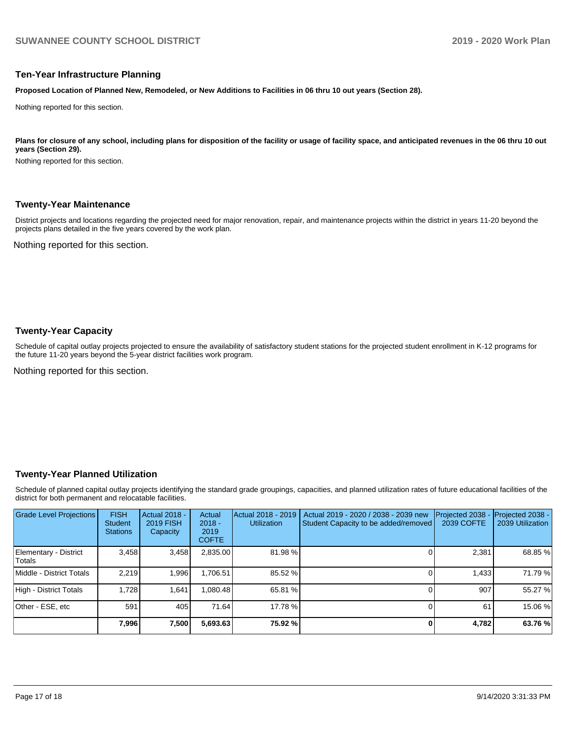## Ten-Year Infrastructure Planning

**Proposed Location of Planned New, Remodeled, or New Additions to Facilities in 06 thru 10 out years (Section 28).**

Nothing reported for this section.

**Plans for closure of any school, including plans for disposition of the facility or usage of facility space, and anticipated revenues in the 06 thru 10 out years (Section 29).**

Nothing reported for this section.

## Twenty-Year Maintenance

District projects and locations regarding the projected need for major renovation, repair, and maintenance projects within the district in years 11-20 beyond the projects plans detailed in the five years covered by the work plan.

Nothing reported for this section.

## Twenty-Year Capacity

Schedule of capital outlay projects projected to ensure the availability of satisfactory student stations for the projected student enrollment in K-12 programs for the future 11-20 years beyond the 5-year district facilities work program.

Nothing reported for this section.

## Twenty-Year Planned Utilization

Schedule of planned capital outlay projects identifying the standard grade groupings, capacities, and planned utilization rates of future educational facilities of the district for both permanent and relocatable facilities.

| Grade Level Projections | FISH Student Stations | Actual 2018 - 2019 FISH Capacity | Actual 2018 - 2019 COFTE | Actual 2018 - 2019 Utilization | Actual 2019 - 2020 / 2038 - 2039 new Student Capacity to be added/removed | Projected 2038 - 2039 COFTE | Projected 2038 - 2039 Utilization |
|---|---|---|---|---|---|---|---|
| Elementary - District Totals | 3,458 | 3,458 | 2,835.00 | 81.98 % | 0 | 2,381 | 68.85 % |
| Middle - District Totals | 2,219 | 1,996 | 1,706.51 | 85.52 % | 0 | 1,433 | 71.79 % |
| High - District Totals | 1,728 | 1,641 | 1,080.48 | 65.81 % | 0 | 907 | 55.27 % |
| Other - ESE, etc | 591 | 405 | 71.64 | 17.78 % | 0 | 61 | 15.06 % |
| | **7,996** | **7,500** | **5,693.63** | **75.92 %** | **0** | **4,782** | **63.76 %** |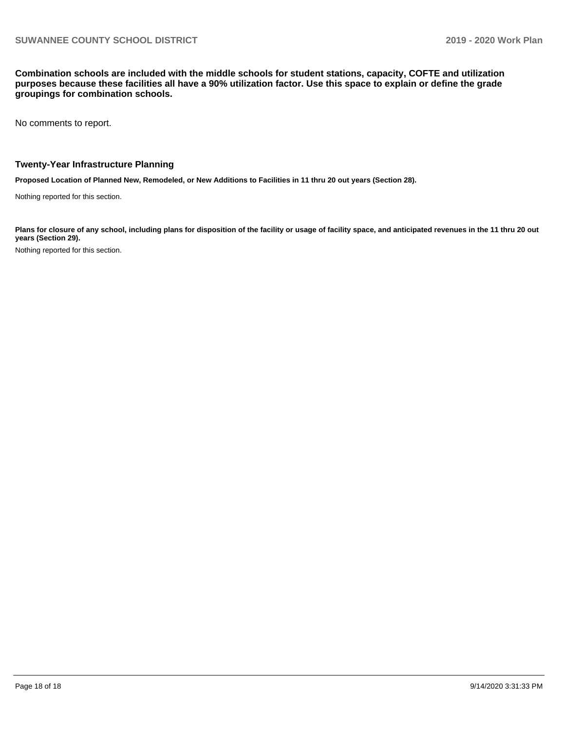**Combination schools are included with the middle schools for student stations, capacity, COFTE and utilization purposes because these facilities all have a 90% utilization factor. Use this space to explain or define the grade groupings for combination schools.**

No comments to report.

## Twenty-Year Infrastructure Planning

**Proposed Location of Planned New, Remodeled, or New Additions to Facilities in 11 thru 20 out years (Section 28).**

Nothing reported for this section.

**Plans for closure of any school, including plans for disposition of the facility or usage of facility space, and anticipated revenues in the 11 thru 20 out years (Section 29).**

Nothing reported for this section.